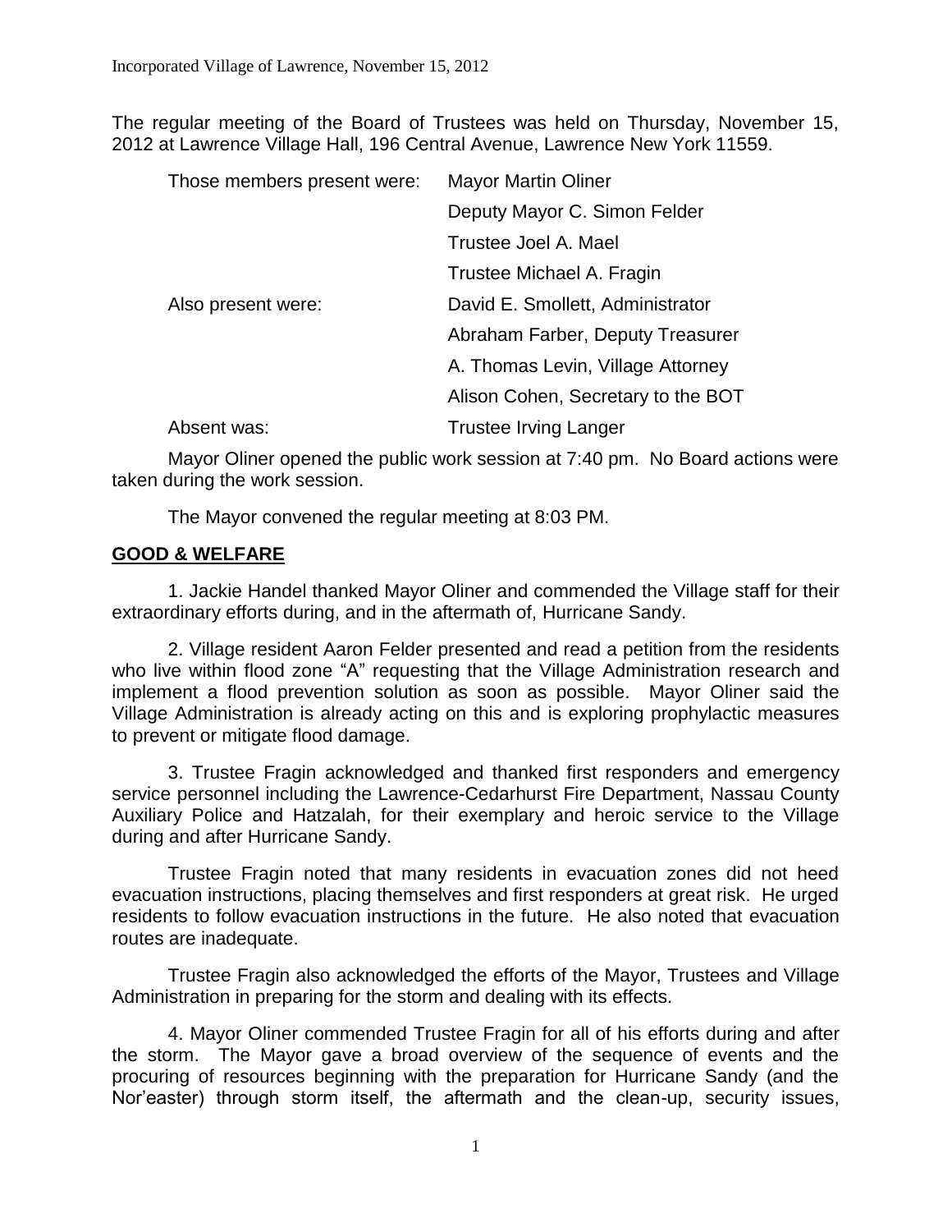The regular meeting of the Board of Trustees was held on Thursday, November 15, 2012 at Lawrence Village Hall, 196 Central Avenue, Lawrence New York 11559.

| | |
|---|---|
| Those members present were: | Mayor Martin Oliner |
| | Deputy Mayor C. Simon Felder |
| | Trustee Joel A. Mael |
| | Trustee Michael A. Fragin |
| Also present were: | David E. Smollett, Administrator |
| | Abraham Farber, Deputy Treasurer |
| | A. Thomas Levin, Village Attorney |
| | Alison Cohen, Secretary to the BOT |
| Absent was: | Trustee Irving Langer |

Mayor Oliner opened the public work session at 7:40 pm. No Board actions were taken during the work session.

The Mayor convened the regular meeting at 8:03 PM.

## **GOOD & WELFARE**

1. Jackie Handel thanked Mayor Oliner and commended the Village staff for their extraordinary efforts during, and in the aftermath of, Hurricane Sandy.

2. Village resident Aaron Felder presented and read a petition from the residents who live within flood zone "A" requesting that the Village Administration research and implement a flood prevention solution as soon as possible. Mayor Oliner said the Village Administration is already acting on this and is exploring prophylactic measures to prevent or mitigate flood damage.

3. Trustee Fragin acknowledged and thanked first responders and emergency service personnel including the Lawrence-Cedarhurst Fire Department, Nassau County Auxiliary Police and Hatzalah, for their exemplary and heroic service to the Village during and after Hurricane Sandy.

Trustee Fragin noted that many residents in evacuation zones did not heed evacuation instructions, placing themselves and first responders at great risk. He urged residents to follow evacuation instructions in the future. He also noted that evacuation routes are inadequate.

Trustee Fragin also acknowledged the efforts of the Mayor, Trustees and Village Administration in preparing for the storm and dealing with its effects.

4. Mayor Oliner commended Trustee Fragin for all of his efforts during and after the storm. The Mayor gave a broad overview of the sequence of events and the procuring of resources beginning with the preparation for Hurricane Sandy (and the Nor'easter) through storm itself, the aftermath and the clean-up, security issues,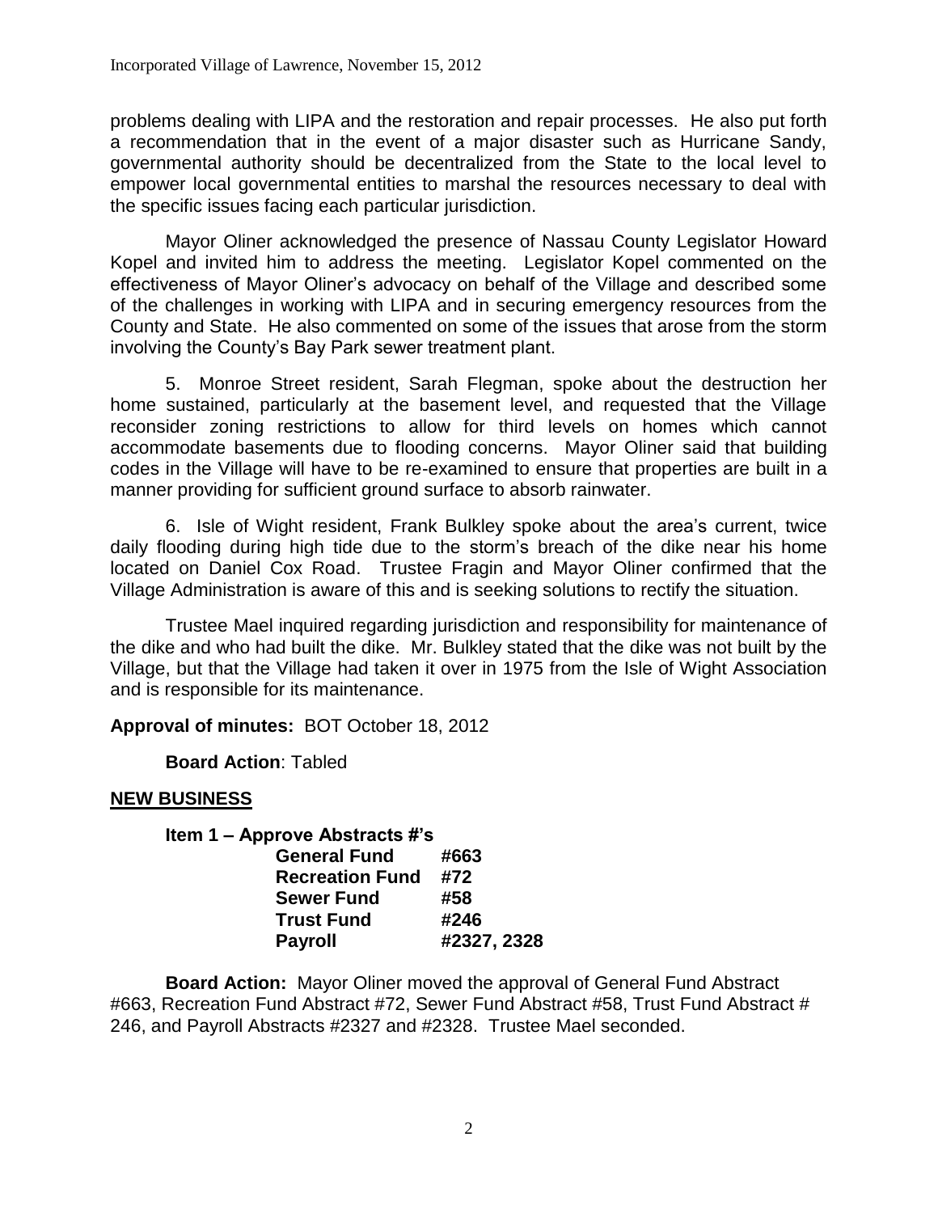problems dealing with LIPA and the restoration and repair processes. He also put forth a recommendation that in the event of a major disaster such as Hurricane Sandy, governmental authority should be decentralized from the State to the local level to empower local governmental entities to marshal the resources necessary to deal with the specific issues facing each particular jurisdiction.

Mayor Oliner acknowledged the presence of Nassau County Legislator Howard Kopel and invited him to address the meeting. Legislator Kopel commented on the effectiveness of Mayor Oliner's advocacy on behalf of the Village and described some of the challenges in working with LIPA and in securing emergency resources from the County and State. He also commented on some of the issues that arose from the storm involving the County's Bay Park sewer treatment plant.

5. Monroe Street resident, Sarah Flegman, spoke about the destruction her home sustained, particularly at the basement level, and requested that the Village reconsider zoning restrictions to allow for third levels on homes which cannot accommodate basements due to flooding concerns. Mayor Oliner said that building codes in the Village will have to be re-examined to ensure that properties are built in a manner providing for sufficient ground surface to absorb rainwater.

6. Isle of Wight resident, Frank Bulkley spoke about the area's current, twice daily flooding during high tide due to the storm's breach of the dike near his home located on Daniel Cox Road. Trustee Fragin and Mayor Oliner confirmed that the Village Administration is aware of this and is seeking solutions to rectify the situation.

Trustee Mael inquired regarding jurisdiction and responsibility for maintenance of the dike and who had built the dike. Mr. Bulkley stated that the dike was not built by the Village, but that the Village had taken it over in 1975 from the Isle of Wight Association and is responsible for its maintenance.

**Approval of minutes:** BOT October 18, 2012

**Board Action**: Tabled

## NEW BUSINESS

**Item 1 – Approve Abstracts #'s**

| | |
|---|---|
| **General Fund** | **#663** |
| **Recreation Fund** | **#72** |
| **Sewer Fund** | **#58** |
| **Trust Fund** | **#246** |
| **Payroll** | **#2327, 2328** |

**Board Action:** Mayor Oliner moved the approval of General Fund Abstract #663, Recreation Fund Abstract #72, Sewer Fund Abstract #58, Trust Fund Abstract # 246, and Payroll Abstracts #2327 and #2328. Trustee Mael seconded.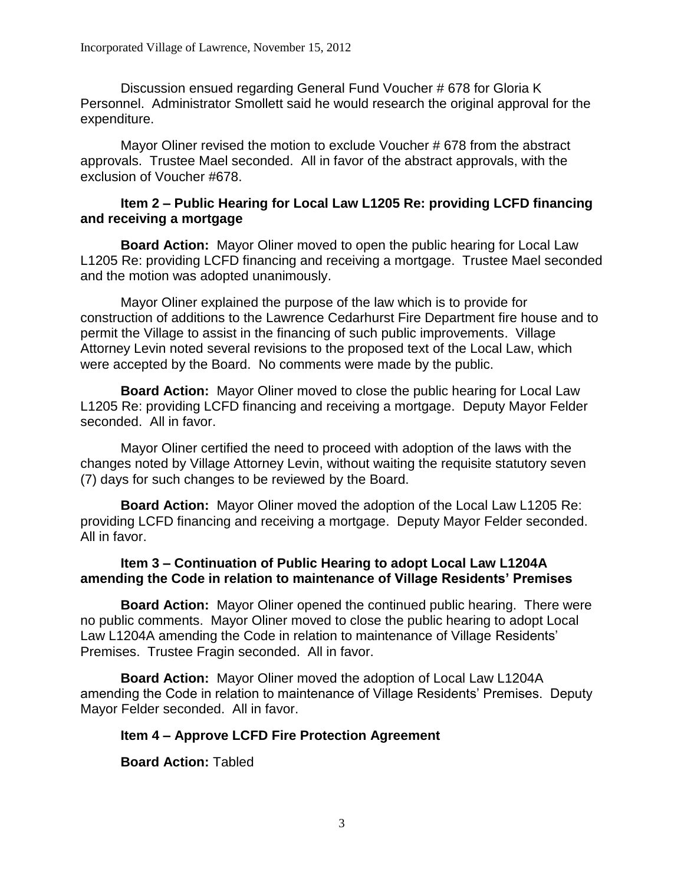Discussion ensued regarding General Fund Voucher # 678 for Gloria K Personnel. Administrator Smollett said he would research the original approval for the expenditure.

Mayor Oliner revised the motion to exclude Voucher # 678 from the abstract approvals. Trustee Mael seconded. All in favor of the abstract approvals, with the exclusion of Voucher #678.

**Item 2 – Public Hearing for Local Law L1205 Re: providing LCFD financing and receiving a mortgage**

**Board Action:** Mayor Oliner moved to open the public hearing for Local Law L1205 Re: providing LCFD financing and receiving a mortgage. Trustee Mael seconded and the motion was adopted unanimously.

Mayor Oliner explained the purpose of the law which is to provide for construction of additions to the Lawrence Cedarhurst Fire Department fire house and to permit the Village to assist in the financing of such public improvements. Village Attorney Levin noted several revisions to the proposed text of the Local Law, which were accepted by the Board. No comments were made by the public.

**Board Action:** Mayor Oliner moved to close the public hearing for Local Law L1205 Re: providing LCFD financing and receiving a mortgage. Deputy Mayor Felder seconded. All in favor.

Mayor Oliner certified the need to proceed with adoption of the laws with the changes noted by Village Attorney Levin, without waiting the requisite statutory seven (7) days for such changes to be reviewed by the Board.

**Board Action:** Mayor Oliner moved the adoption of the Local Law L1205 Re: providing LCFD financing and receiving a mortgage. Deputy Mayor Felder seconded. All in favor.

**Item 3 – Continuation of Public Hearing to adopt Local Law L1204A amending the Code in relation to maintenance of Village Residents' Premises**

**Board Action:** Mayor Oliner opened the continued public hearing. There were no public comments. Mayor Oliner moved to close the public hearing to adopt Local Law L1204A amending the Code in relation to maintenance of Village Residents' Premises. Trustee Fragin seconded. All in favor.

**Board Action:** Mayor Oliner moved the adoption of Local Law L1204A amending the Code in relation to maintenance of Village Residents' Premises. Deputy Mayor Felder seconded. All in favor.

**Item 4 – Approve LCFD Fire Protection Agreement**

**Board Action:** Tabled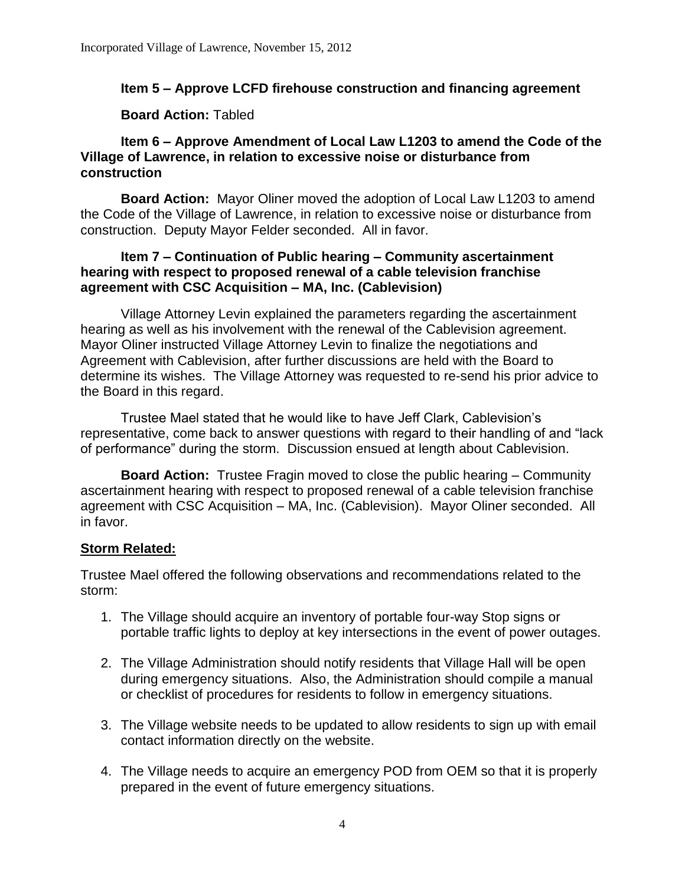**Item 5 – Approve LCFD firehouse construction and financing agreement**

**Board Action:** Tabled

**Item 6 – Approve Amendment of Local Law L1203 to amend the Code of the Village of Lawrence, in relation to excessive noise or disturbance from construction**

**Board Action:** Mayor Oliner moved the adoption of Local Law L1203 to amend the Code of the Village of Lawrence, in relation to excessive noise or disturbance from construction. Deputy Mayor Felder seconded. All in favor.

**Item 7 – Continuation of Public hearing – Community ascertainment hearing with respect to proposed renewal of a cable television franchise agreement with CSC Acquisition – MA, Inc. (Cablevision)**

Village Attorney Levin explained the parameters regarding the ascertainment hearing as well as his involvement with the renewal of the Cablevision agreement. Mayor Oliner instructed Village Attorney Levin to finalize the negotiations and Agreement with Cablevision, after further discussions are held with the Board to determine its wishes. The Village Attorney was requested to re-send his prior advice to the Board in this regard.

Trustee Mael stated that he would like to have Jeff Clark, Cablevision's representative, come back to answer questions with regard to their handling of and "lack of performance" during the storm. Discussion ensued at length about Cablevision.

**Board Action:** Trustee Fragin moved to close the public hearing – Community ascertainment hearing with respect to proposed renewal of a cable television franchise agreement with CSC Acquisition – MA, Inc. (Cablevision). Mayor Oliner seconded. All in favor.

**Storm Related:**

Trustee Mael offered the following observations and recommendations related to the storm:

1. The Village should acquire an inventory of portable four-way Stop signs or portable traffic lights to deploy at key intersections in the event of power outages.

2. The Village Administration should notify residents that Village Hall will be open during emergency situations. Also, the Administration should compile a manual or checklist of procedures for residents to follow in emergency situations.

3. The Village website needs to be updated to allow residents to sign up with email contact information directly on the website.

4. The Village needs to acquire an emergency POD from OEM so that it is properly prepared in the event of future emergency situations.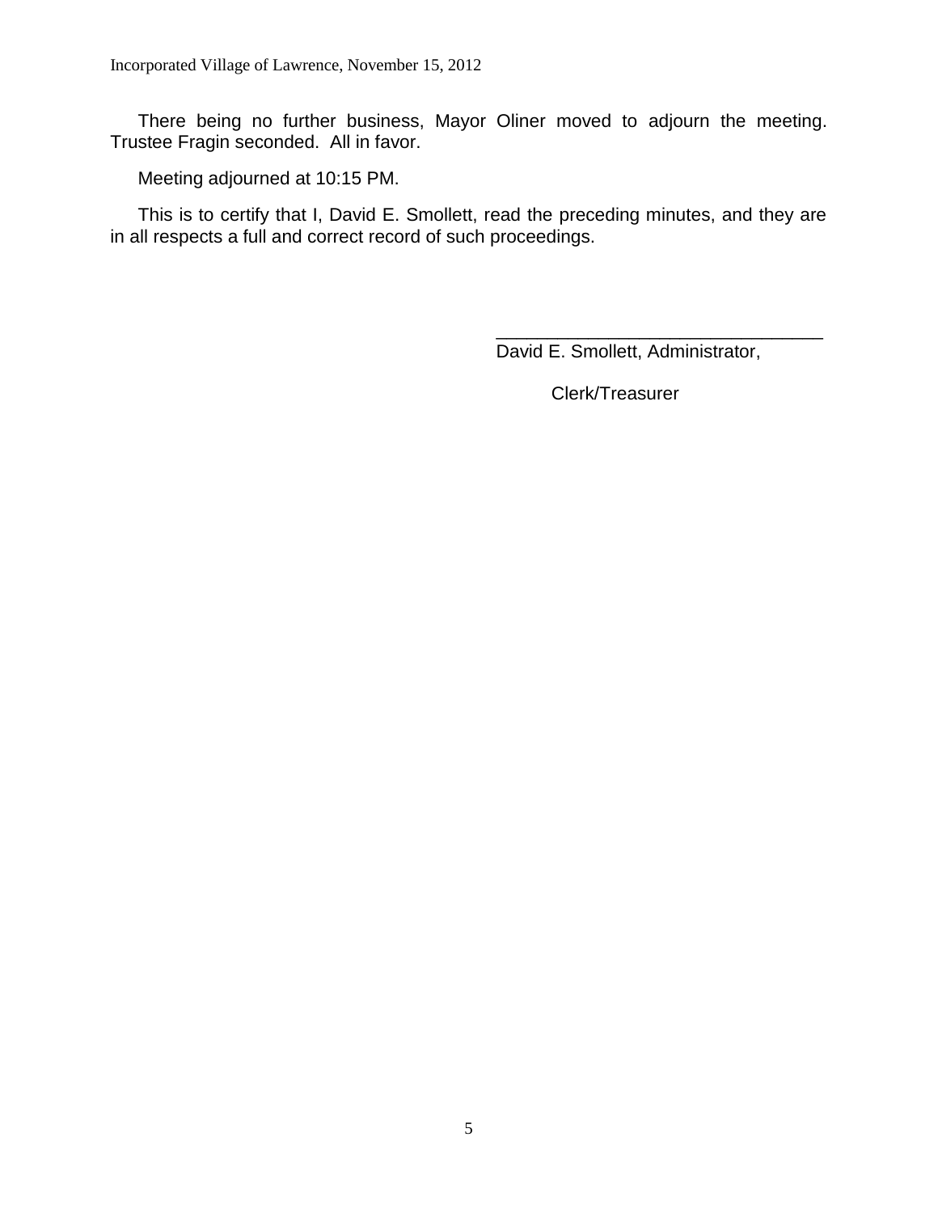There being no further business, Mayor Oliner moved to adjourn the meeting. Trustee Fragin seconded. All in favor.

Meeting adjourned at 10:15 PM.

This is to certify that I, David E. Smollett, read the preceding minutes, and they are in all respects a full and correct record of such proceedings.

\_\_\_\_\_\_\_\_\_\_\_\_\_\_\_\_\_\_\_\_\_\_\_\_\_\_\_\_\_\_\_\_

David E. Smollett, Administrator,

Clerk/Treasurer